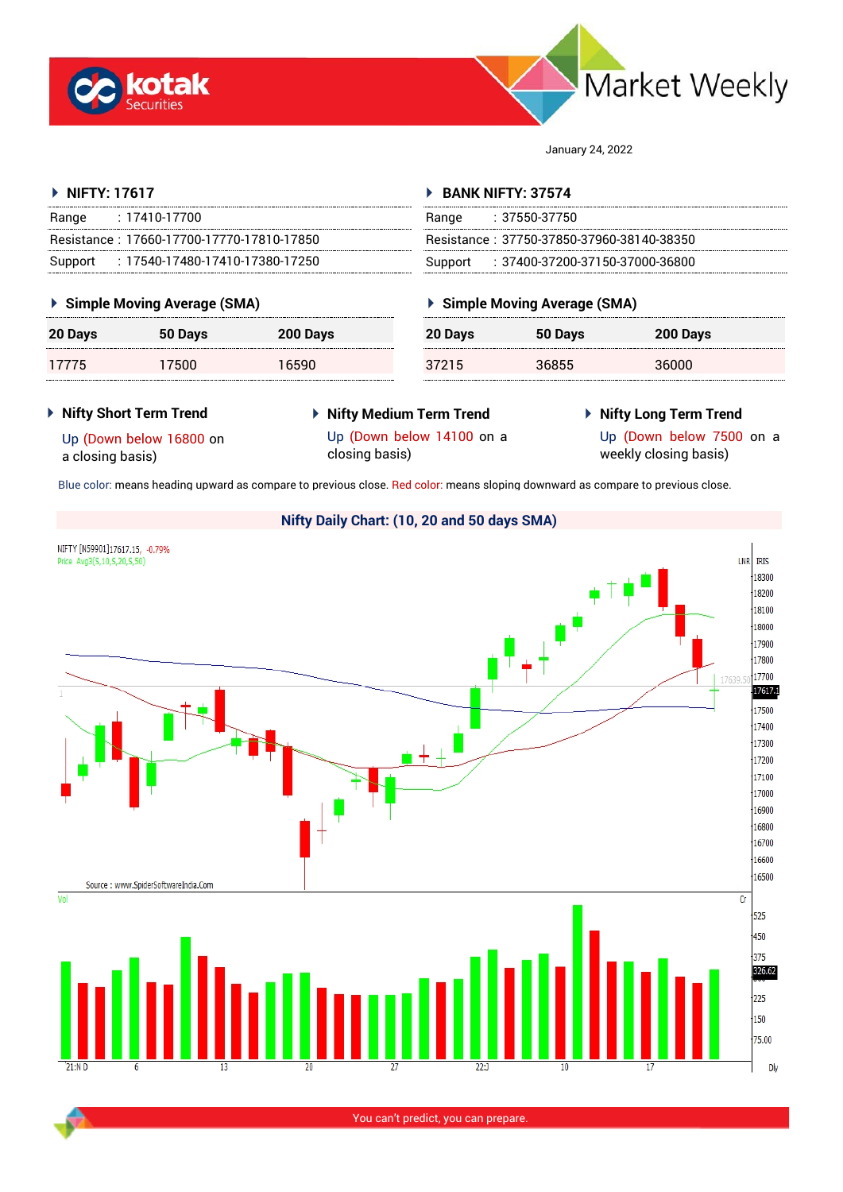# Market Weekly

January 24, 2022

## NIFTY: 17617

| | |
|---|---|
| Range | : 17410-17700 |
| Resistance | : 17660-17700-17770-17810-17850 |
| Support | : 17540-17480-17410-17380-17250 |

### Simple Moving Average (SMA)

| 20 Days | 50 Days | 200 Days |
|---|---|---|
| 17775 | 17500 | 16590 |

## BANK NIFTY: 37574

| | |
|---|---|
| Range | : 37550-37750 |
| Resistance | : 37750-37850-37960-38140-38350 |
| Support | : 37400-37200-37150-37000-36800 |

### Simple Moving Average (SMA)

| 20 Days | 50 Days | 200 Days |
|---|---|---|
| 37215 | 36855 | 36000 |

### Nifty Short Term Trend

Up (Down below 16800 on a closing basis)

### Nifty Medium Term Trend

Up (Down below 14100 on a closing basis)

### Nifty Long Term Trend

Up (Down below 7500 on a weekly closing basis)

Blue color: means heading upward as compare to previous close. Red color: means sloping downward as compare to previous close.

### Nifty Daily Chart: (10, 20 and 50 days SMA)

NIFTY [N59901]17617.15, -0.79%
Price Avg3(S,10,S,20,S,50)

Source : www.SpiderSoftwareIndia.Com

You can't predict, you can prepare.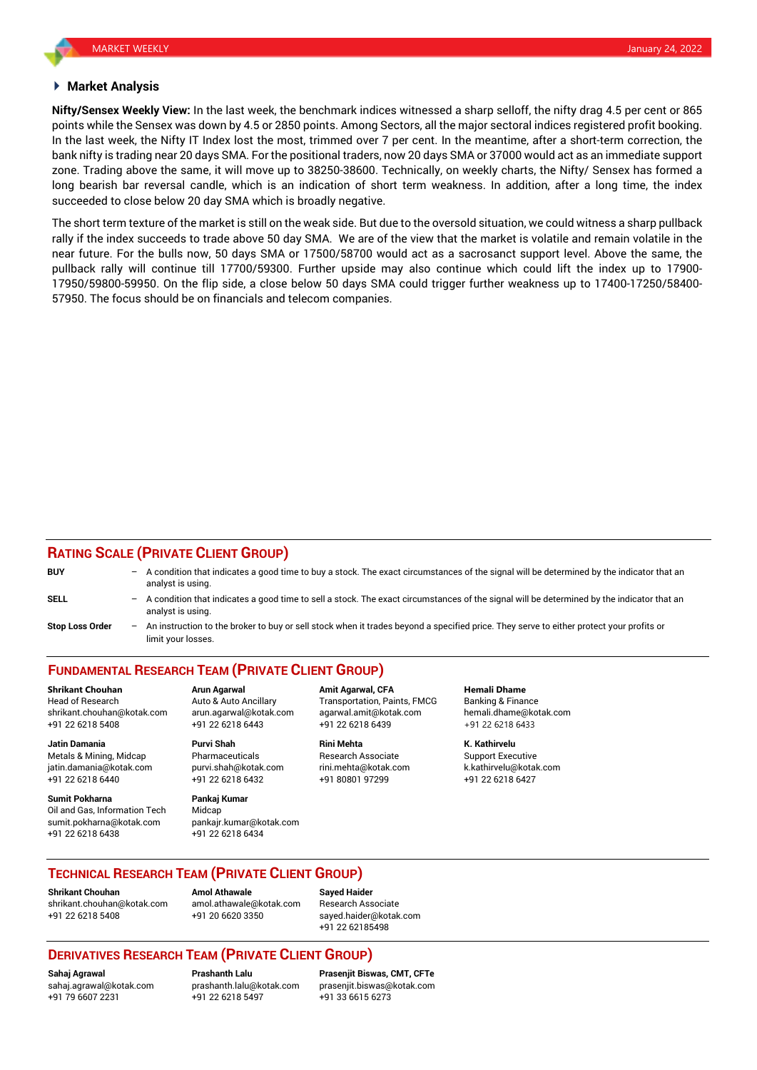## Market Analysis

**Nifty/Sensex Weekly View:** In the last week, the benchmark indices witnessed a sharp selloff, the nifty drag 4.5 per cent or 865 points while the Sensex was down by 4.5 or 2850 points. Among Sectors, all the major sectoral indices registered profit booking. In the last week, the Nifty IT Index lost the most, trimmed over 7 per cent. In the meantime, after a short-term correction, the bank nifty is trading near 20 days SMA. For the positional traders, now 20 days SMA or 37000 would act as an immediate support zone. Trading above the same, it will move up to 38250-38600. Technically, on weekly charts, the Nifty/ Sensex has formed a long bearish bar reversal candle, which is an indication of short term weakness. In addition, after a long time, the index succeeded to close below 20 day SMA which is broadly negative.

The short term texture of the market is still on the weak side. But due to the oversold situation, we could witness a sharp pullback rally if the index succeeds to trade above 50 day SMA. We are of the view that the market is volatile and remain volatile in the near future. For the bulls now, 50 days SMA or 17500/58700 would act as a sacrosanct support level. Above the same, the pullback rally will continue till 17700/59300. Further upside may also continue which could lift the index up to 17900-17950/59800-59950. On the flip side, a close below 50 days SMA could trigger further weakness up to 17400-17250/58400-57950. The focus should be on financials and telecom companies.

## RATING SCALE (PRIVATE CLIENT GROUP)

**BUY** – A condition that indicates a good time to buy a stock. The exact circumstances of the signal will be determined by the indicator that an analyst is using.

**SELL** – A condition that indicates a good time to sell a stock. The exact circumstances of the signal will be determined by the indicator that an analyst is using.

**Stop Loss Order** – An instruction to the broker to buy or sell stock when it trades beyond a specified price. They serve to either protect your profits or limit your losses.

## FUNDAMENTAL RESEARCH TEAM (PRIVATE CLIENT GROUP)

**Shrikant Chouhan**
Head of Research
shrikant.chouhan@kotak.com
+91 22 6218 5408

**Arun Agarwal**
Auto & Auto Ancillary
arun.agarwal@kotak.com
+91 22 6218 6443

**Amit Agarwal, CFA**
Transportation, Paints, FMCG
agarwal.amit@kotak.com
+91 22 6218 6439

**Hemali Dhame**
Banking & Finance
hemali.dhame@kotak.com
+91 22 6218 6433

**Jatin Damania**
Metals & Mining, Midcap
jatin.damania@kotak.com
+91 22 6218 6440

**Purvi Shah**
Pharmaceuticals
purvi.shah@kotak.com
+91 22 6218 6432

**Rini Mehta**
Research Associate
rini.mehta@kotak.com
+91 80801 97299

**K. Kathirvelu**
Support Executive
k.kathirvelu@kotak.com
+91 22 6218 6427

**Sumit Pokharna**
Oil and Gas, Information Tech
sumit.pokharna@kotak.com
+91 22 6218 6438

**Pankaj Kumar**
Midcap
pankajr.kumar@kotak.com
+91 22 6218 6434

## TECHNICAL RESEARCH TEAM (PRIVATE CLIENT GROUP)

**Shrikant Chouhan**
shrikant.chouhan@kotak.com
+91 22 6218 5408

**Amol Athawale**
amol.athawale@kotak.com
+91 20 6620 3350

**Sayed Haider**
Research Associate
sayed.haider@kotak.com
+91 22 62185498

## DERIVATIVES RESEARCH TEAM (PRIVATE CLIENT GROUP)

**Sahaj Agrawal**
sahaj.agrawal@kotak.com
+91 79 6607 2231

**Prashanth Lalu**
prashanth.lalu@kotak.com
+91 22 6218 5497

**Prasenjit Biswas, CMT, CFTe**
prasenjit.biswas@kotak.com
+91 33 6615 6273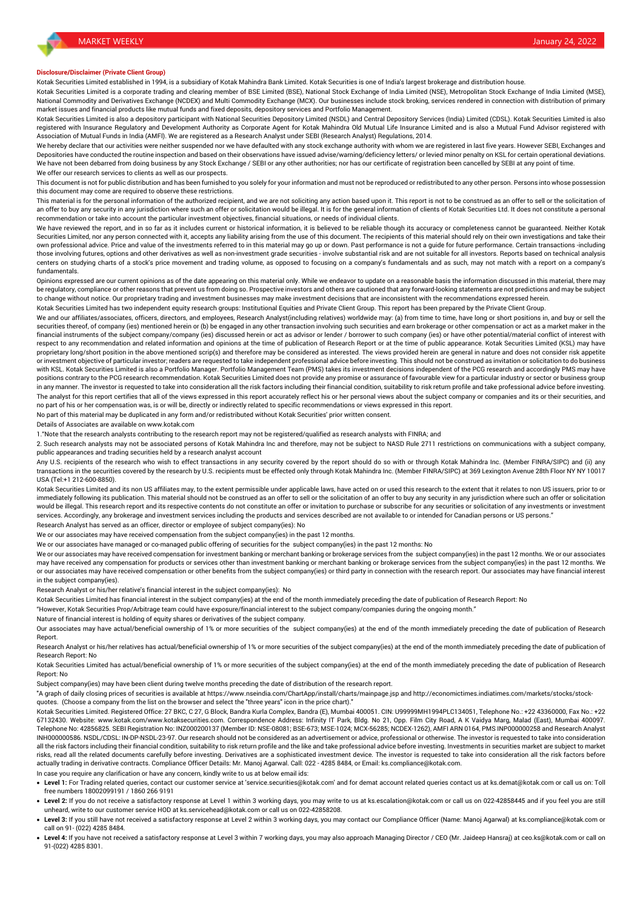### Disclosure/Disclaimer (Private Client Group)

Kotak Securities Limited established in 1994, is a subsidiary of Kotak Mahindra Bank Limited. Kotak Securities is one of India's largest brokerage and distribution house.

Kotak Securities Limited is a corporate trading and clearing member of BSE Limited (BSE), National Stock Exchange of India Limited (NSE), Metropolitan Stock Exchange of India Limited (MSE), National Commodity and Derivatives Exchange (NCDEX) and Multi Commodity Exchange (MCX). Our businesses include stock broking, services rendered in connection with distribution of primary market issues and financial products like mutual funds and fixed deposits, depository services and Portfolio Management.

Kotak Securities Limited is also a depository participant with National Securities Depository Limited (NSDL) and Central Depository Services (India) Limited (CDSL). Kotak Securities Limited is also registered with Insurance Regulatory and Development Authority as Corporate Agent for Kotak Mahindra Old Mutual Life Insurance Limited and is also a Mutual Fund Advisor registered with Association of Mutual Funds in India (AMFI). We are registered as a Research Analyst under SEBI (Research Analyst) Regulations, 2014.

We hereby declare that our activities were neither suspended nor we have defaulted with any stock exchange authority with whom we are registered in last five years. However SEBI, Exchanges and Depositories have conducted the routine inspection and based on their observations have issued advise/warning/deficiency letters/ or levied minor penalty on KSL for certain operational deviations. We have not been debarred from doing business by any Stock Exchange / SEBI or any other authorities; nor has our certificate of registration been cancelled by SEBI at any point of time.

We offer our research services to clients as well as our prospects.

This document is not for public distribution and has been furnished to you solely for your information and must not be reproduced or redistributed to any other person. Persons into whose possession this document may come are required to observe these restrictions.

This material is for the personal information of the authorized recipient, and we are not soliciting any action based upon it. This report is not to be construed as an offer to sell or the solicitation of an offer to buy any security in any jurisdiction where such an offer or solicitation would be illegal. It is for the general information of clients of Kotak Securities Ltd. It does not constitute a personal recommendation or take into account the particular investment objectives, financial situations, or needs of individual clients.

We have reviewed the report, and in so far as it includes current or historical information, it is believed to be reliable though its accuracy or completeness cannot be guaranteed. Neither Kotak Securities Limited, nor any person connected with it, accepts any liability arising from the use of this document. The recipients of this material should rely on their own investigations and take their own professional advice. Price and value of the investments referred to in this material may go up or down. Past performance is not a guide for future performance. Certain transactions -including those involving futures, options and other derivatives as well as non-investment grade securities - involve substantial risk and are not suitable for all investors. Reports based on technical analysis centers on studying charts of a stock's price movement and trading volume, as opposed to focusing on a company's fundamentals and as such, may not match with a report on a company's fundamentals.

Opinions expressed are our current opinions as of the date appearing on this material only. While we endeavor to update on a reasonable basis the information discussed in this material, there may be regulatory, compliance or other reasons that prevent us from doing so. Prospective investors and others are cautioned that any forward-looking statements are not predictions and may be subject to change without notice. Our proprietary trading and investment businesses may make investment decisions that are inconsistent with the recommendations expressed herein.

Kotak Securities Limited has two independent equity research groups: Institutional Equities and Private Client Group. This report has been prepared by the Private Client Group.

We and our affiliates/associates, officers, directors, and employees, Research Analyst(including relatives) worldwide may: (a) from time to time, have long or short positions in, and buy or sell the securities thereof, of company (ies) mentioned herein or (b) be engaged in any other transaction involving such securities and earn brokerage or other compensation or act as a market maker in the financial instruments of the subject company/company (ies) discussed herein or act as advisor or lender / borrower to such company (ies) or have other potential/material conflict of interest with respect to any recommendation and related information and opinions at the time of publication of Research Report or at the time of public appearance. Kotak Securities Limited (KSL) may have proprietary long/short position in the above mentioned scrip(s) and therefore may be considered as interested. The views provided herein are general in nature and does not consider risk appetite or investment objective of particular investor; readers are requested to take independent professional advice before investing. This should not be construed as invitation or solicitation to do business with KSL. Kotak Securities Limited is also a Portfolio Manager. Portfolio Management Team (PMS) takes its investment decisions independent of the PCG research and accordingly PMS may have positions contrary to the PCG research recommendation. Kotak Securities Limited does not provide any promise or assurance of favourable view for a particular industry or sector or business group in any manner. The investor is requested to take into consideration all the risk factors including their financial condition, suitability to risk return profile and take professional advice before investing.

The analyst for this report certifies that all of the views expressed in this report accurately reflect his or her personal views about the subject company or companies and its or their securities, and no part of his or her compensation was, is or will be, directly or indirectly related to specific recommendations or views expressed in this report.

No part of this material may be duplicated in any form and/or redistributed without Kotak Securities' prior written consent.

Details of Associates are available on www.kotak.com

1."Note that the research analysts contributing to the research report may not be registered/qualified as research analysts with FINRA; and

2. Such research analysts may not be associated persons of Kotak Mahindra Inc and therefore, may not be subject to NASD Rule 2711 restrictions on communications with a subject company, public appearances and trading securities held by a research analyst account

Any U.S. recipients of the research who wish to effect transactions in any security covered by the report should do so with or through Kotak Mahindra Inc. (Member FINRA/SIPC) and (ii) any transactions in the securities covered by the research by U.S. recipients must be effected only through Kotak Mahindra Inc. (Member FINRA/SIPC) at 369 Lexington Avenue 28th Floor NY NY 10017 USA (Tel:+1 212-600-8850).

Kotak Securities Limited and its non US affiliates may, to the extent permissible under applicable laws, have acted on or used this research to the extent that it relates to non US issuers, prior to or immediately following its publication. This material should not be construed as an offer to sell or the solicitation of an offer to buy any security in any jurisdiction where such an offer or solicitation would be illegal. This research report and its respective contents do not constitute an offer or invitation to purchase or subscribe for any securities or solicitation of any investments or investment services. Accordingly, any brokerage and investment services including the products and services described are not available to or intended for Canadian persons or US persons."

Research Analyst has served as an officer, director or employee of subject company(ies): No

We or our associates may have received compensation from the subject company(ies) in the past 12 months.

We or our associates have managed or co-managed public offering of securities for the subject company(ies) in the past 12 months: No

We or our associates may have received compensation for investment banking or merchant banking or brokerage services from the subject company(ies) in the past 12 months. We or our associates may have received any compensation for products or services other than investment banking or merchant banking or brokerage services from the subject company(ies) in the past 12 months. We or our associates may have received compensation or other benefits from the subject company(ies) or third party in connection with the research report. Our associates may have financial interest in the subject company(ies).

Research Analyst or his/her relative's financial interest in the subject company(ies): No

Kotak Securities Limited has financial interest in the subject company(ies) at the end of the month immediately preceding the date of publication of Research Report: No

"However, Kotak Securities Prop/Arbitrage team could have exposure/financial interest to the subject company/companies during the ongoing month."

Nature of financial interest is holding of equity shares or derivatives of the subject company.

Our associates may have actual/beneficial ownership of 1% or more securities of the subject company(ies) at the end of the month immediately preceding the date of publication of Research Report.

Research Analyst or his/her relatives has actual/beneficial ownership of 1% or more securities of the subject company(ies) at the end of the month immediately preceding the date of publication of Research Report: No

Kotak Securities Limited has actual/beneficial ownership of 1% or more securities of the subject company(ies) at the end of the month immediately preceding the date of publication of Research Report: No

Subject company(ies) may have been client during twelve months preceding the date of distribution of the research report.

"A graph of daily closing prices of securities is available at https://www.nseindia.com/ChartApp/install/charts/mainpage.jsp and http://economictimes.indiatimes.com/markets/stocks/stock-quotes. (Choose a company from the list on the browser and select the "three years" icon in the price chart)."

Kotak Securities Limited. Registered Office: 27 BKC, C 27, G Block, Bandra Kurla Complex, Bandra (E), Mumbai 400051. CIN: U99999MH1994PLC134051, Telephone No.: +22 43360000, Fax No.: +22 67132430. Website: www.kotak.com/www.kotaksecurities.com. Correspondence Address: Infinity IT Park, Bldg. No 21, Opp. Film City Road, A K Vaidya Marg, Malad (East), Mumbai 400097. Telephone No: 42856825. SEBI Registration No: INZ000200137 (Member ID: NSE-08081; BSE-673; MSE-1024; MCX-56285; NCDEX-1262), AMFI ARN 0164, PMS INP000000258 and Research Analyst INH000000586. NSDL/CDSL: IN-DP-NSDL-23-97. Our research should not be considered as an advertisement or advice, professional or otherwise. The investor is requested to take into consideration all the risk factors including their financial condition, suitability to risk return profile and the like and take professional advice before investing. Investments in securities market are subject to market risks, read all the related documents carefully before investing. Derivatives are a sophisticated investment device. The investor is requested to take into consideration all the risk factors before actually trading in derivative contracts. Compliance Officer Details: Mr. Manoj Agarwal. Call: 022 - 4285 8484, or Email: ks.compliance@kotak.com.

In case you require any clarification or have any concern, kindly write to us at below email ids:

- **Level 1:** For Trading related queries, contact our customer service at 'service.securities@kotak.com' and for demat account related queries contact us at ks.demat@kotak.com or call us on: Toll free numbers 18002099191 / 1860 266 9191
- **Level 2:** If you do not receive a satisfactory response at Level 1 within 3 working days, you may write to us at ks.escalation@kotak.com or call us on 022-42858445 and if you feel you are still unheard, write to our customer service HOD at ks.servicehead@kotak.com or call us on 022-42858208.
- **Level 3:** If you still have not received a satisfactory response at Level 2 within 3 working days, you may contact our Compliance Officer (Name: Manoj Agarwal) at ks.compliance@kotak.com or call on 91- (022) 4285 8484.
- **Level 4:** If you have not received a satisfactory response at Level 3 within 7 working days, you may also approach Managing Director / CEO (Mr. Jaideep Hansraj) at ceo.ks@kotak.com or call on 91-(022) 4285 8301.